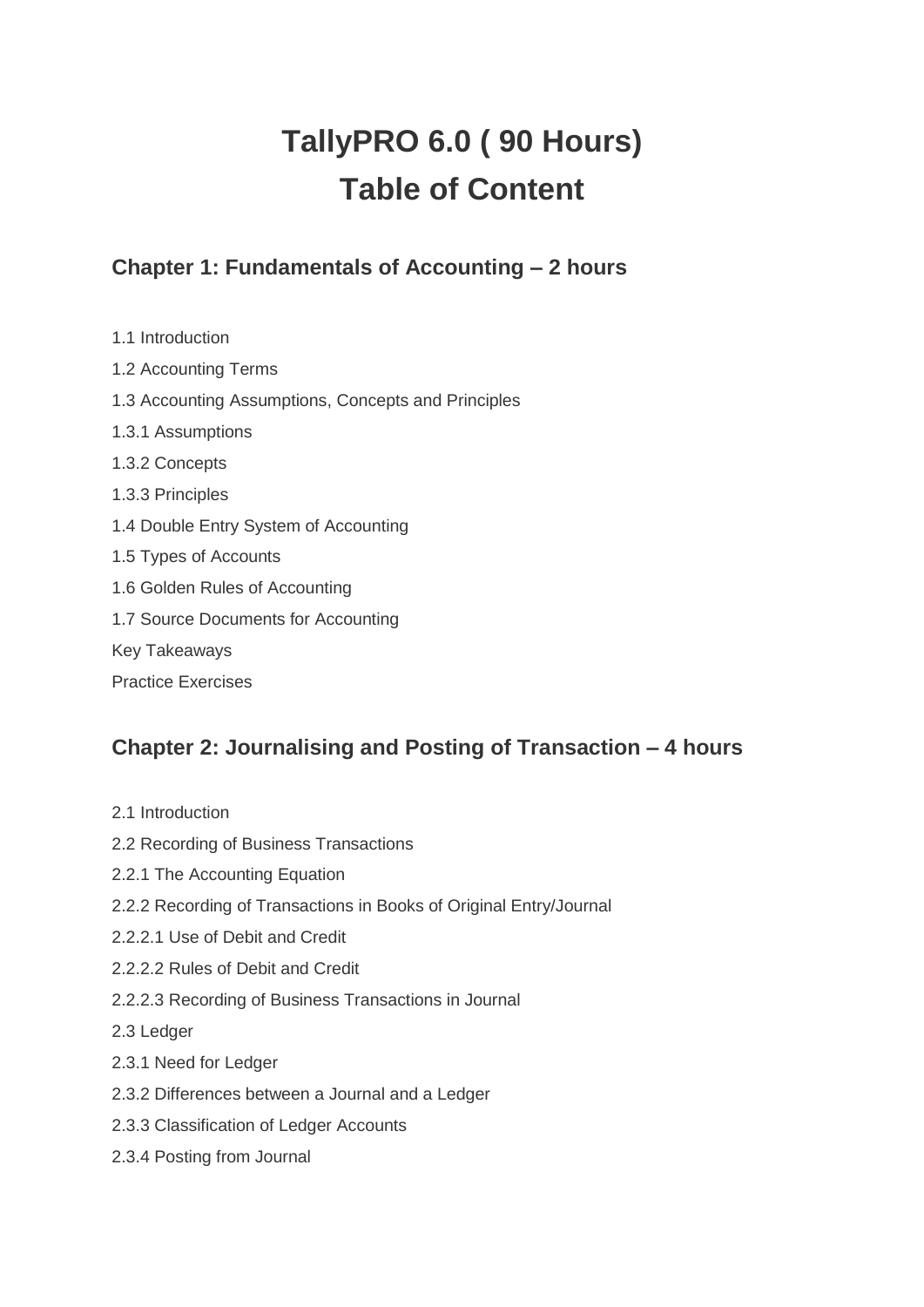# TallyPRO 6.0 ( 90 Hours)
# Table of Content

## Chapter 1: Fundamentals of Accounting – 2 hours

1.1 Introduction

1.2 Accounting Terms

1.3 Accounting Assumptions, Concepts and Principles

1.3.1 Assumptions

1.3.2 Concepts

1.3.3 Principles

1.4 Double Entry System of Accounting

1.5 Types of Accounts

1.6 Golden Rules of Accounting

1.7 Source Documents for Accounting

Key Takeaways

Practice Exercises

## Chapter 2: Journalising and Posting of Transaction – 4 hours

2.1 Introduction

2.2 Recording of Business Transactions

2.2.1 The Accounting Equation

2.2.2 Recording of Transactions in Books of Original Entry/Journal

2.2.2.1 Use of Debit and Credit

2.2.2.2 Rules of Debit and Credit

2.2.2.3 Recording of Business Transactions in Journal

2.3 Ledger

2.3.1 Need for Ledger

2.3.2 Differences between a Journal and a Ledger

2.3.3 Classification of Ledger Accounts

2.3.4 Posting from Journal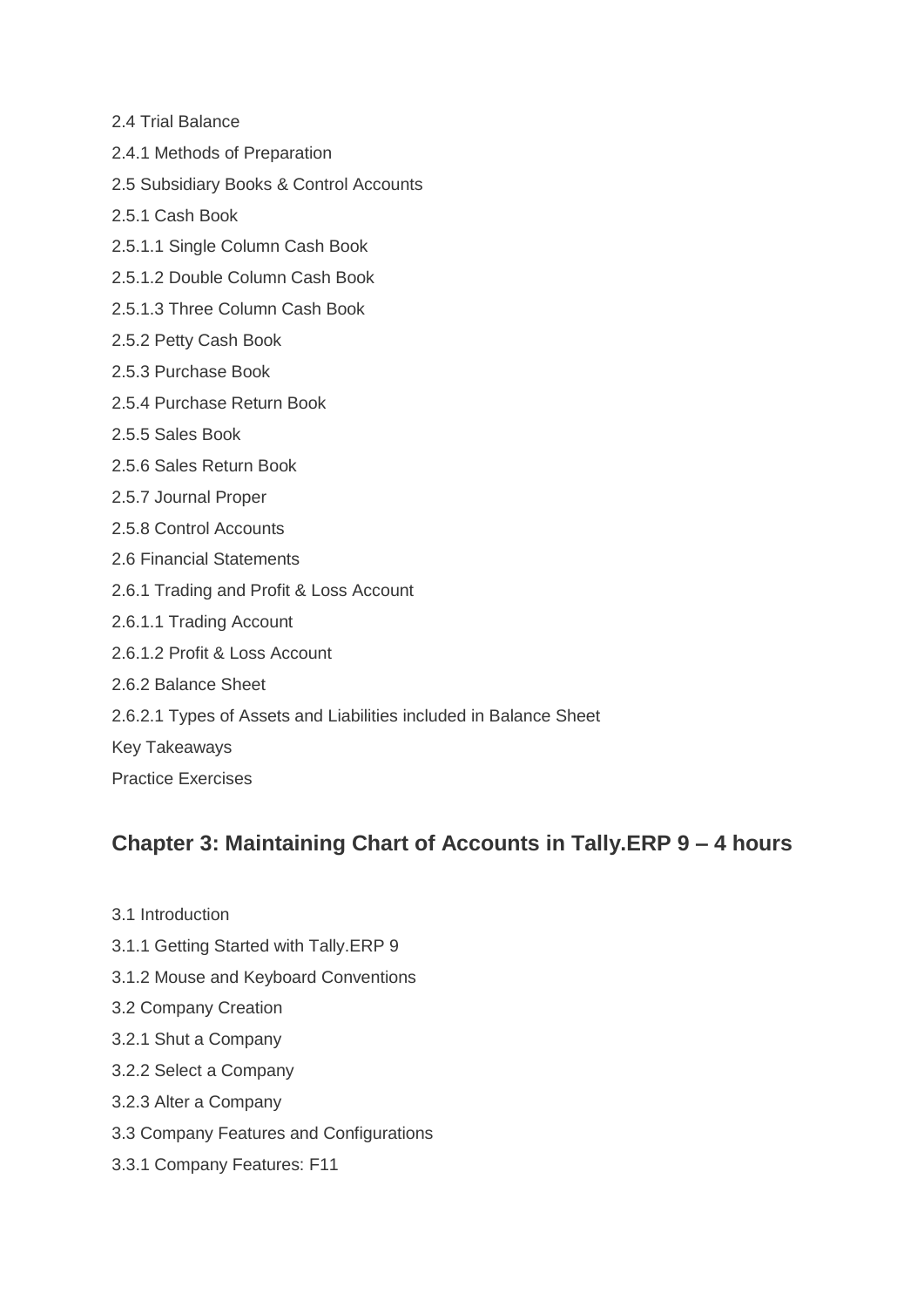2.4 Trial Balance

2.4.1 Methods of Preparation

2.5 Subsidiary Books & Control Accounts

2.5.1 Cash Book

2.5.1.1 Single Column Cash Book

2.5.1.2 Double Column Cash Book

2.5.1.3 Three Column Cash Book

2.5.2 Petty Cash Book

2.5.3 Purchase Book

2.5.4 Purchase Return Book

2.5.5 Sales Book

2.5.6 Sales Return Book

2.5.7 Journal Proper

2.5.8 Control Accounts

2.6 Financial Statements

2.6.1 Trading and Profit & Loss Account

2.6.1.1 Trading Account

2.6.1.2 Profit & Loss Account

2.6.2 Balance Sheet

2.6.2.1 Types of Assets and Liabilities included in Balance Sheet

Key Takeaways

Practice Exercises

## Chapter 3: Maintaining Chart of Accounts in Tally.ERP 9 – 4 hours

3.1 Introduction

3.1.1 Getting Started with Tally.ERP 9

3.1.2 Mouse and Keyboard Conventions

3.2 Company Creation

3.2.1 Shut a Company

3.2.2 Select a Company

3.2.3 Alter a Company

3.3 Company Features and Configurations

3.3.1 Company Features: F11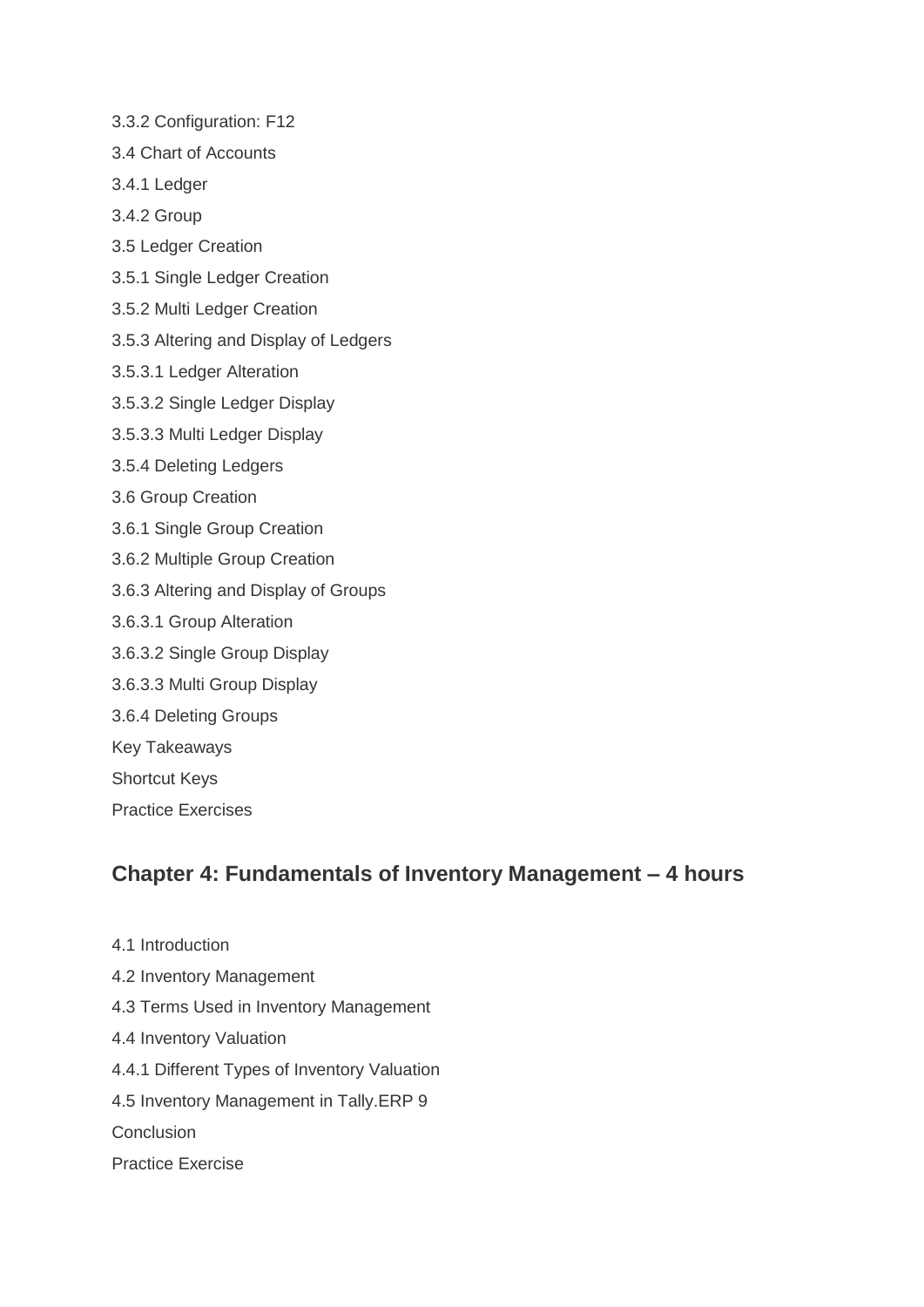3.3.2 Configuration: F12

3.4 Chart of Accounts

3.4.1 Ledger

3.4.2 Group

3.5 Ledger Creation

3.5.1 Single Ledger Creation

3.5.2 Multi Ledger Creation

3.5.3 Altering and Display of Ledgers

3.5.3.1 Ledger Alteration

3.5.3.2 Single Ledger Display

3.5.3.3 Multi Ledger Display

3.5.4 Deleting Ledgers

3.6 Group Creation

3.6.1 Single Group Creation

3.6.2 Multiple Group Creation

3.6.3 Altering and Display of Groups

3.6.3.1 Group Alteration

3.6.3.2 Single Group Display

3.6.3.3 Multi Group Display

3.6.4 Deleting Groups

Key Takeaways

Shortcut Keys

Practice Exercises

## Chapter 4: Fundamentals of Inventory Management – 4 hours

4.1 Introduction

4.2 Inventory Management

4.3 Terms Used in Inventory Management

4.4 Inventory Valuation

4.4.1 Different Types of Inventory Valuation

4.5 Inventory Management in Tally.ERP 9

Conclusion

Practice Exercise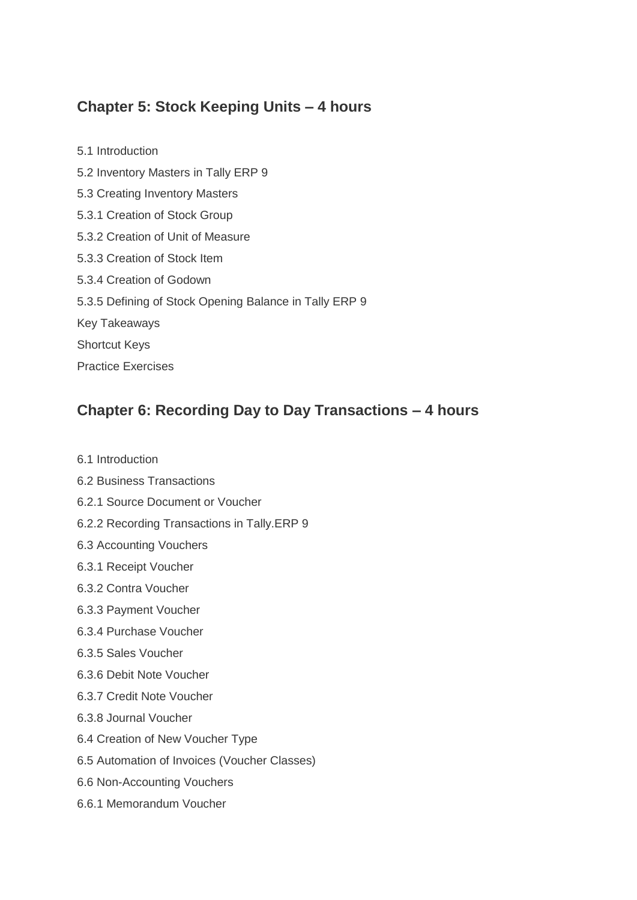## Chapter 5: Stock Keeping Units – 4 hours

5.1 Introduction

5.2 Inventory Masters in Tally ERP 9

5.3 Creating Inventory Masters

5.3.1 Creation of Stock Group

5.3.2 Creation of Unit of Measure

5.3.3 Creation of Stock Item

5.3.4 Creation of Godown

5.3.5 Defining of Stock Opening Balance in Tally ERP 9

Key Takeaways

Shortcut Keys

Practice Exercises

## Chapter 6: Recording Day to Day Transactions – 4 hours

6.1 Introduction

6.2 Business Transactions

6.2.1 Source Document or Voucher

6.2.2 Recording Transactions in Tally.ERP 9

6.3 Accounting Vouchers

6.3.1 Receipt Voucher

6.3.2 Contra Voucher

6.3.3 Payment Voucher

6.3.4 Purchase Voucher

6.3.5 Sales Voucher

6.3.6 Debit Note Voucher

6.3.7 Credit Note Voucher

6.3.8 Journal Voucher

6.4 Creation of New Voucher Type

6.5 Automation of Invoices (Voucher Classes)

6.6 Non-Accounting Vouchers

6.6.1 Memorandum Voucher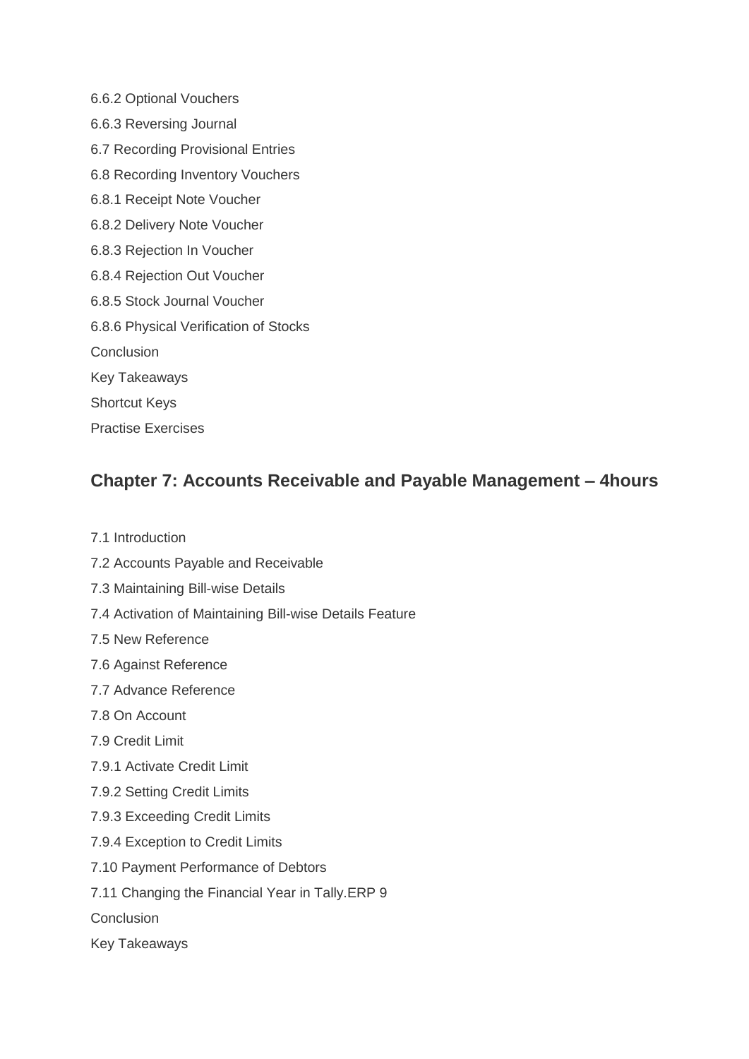6.6.2 Optional Vouchers

6.6.3 Reversing Journal

6.7 Recording Provisional Entries

6.8 Recording Inventory Vouchers

6.8.1 Receipt Note Voucher

6.8.2 Delivery Note Voucher

6.8.3 Rejection In Voucher

6.8.4 Rejection Out Voucher

6.8.5 Stock Journal Voucher

6.8.6 Physical Verification of Stocks

Conclusion

Key Takeaways

Shortcut Keys

Practise Exercises

## Chapter 7: Accounts Receivable and Payable Management – 4hours

7.1 Introduction

7.2 Accounts Payable and Receivable

7.3 Maintaining Bill-wise Details

7.4 Activation of Maintaining Bill-wise Details Feature

7.5 New Reference

7.6 Against Reference

7.7 Advance Reference

7.8 On Account

7.9 Credit Limit

7.9.1 Activate Credit Limit

7.9.2 Setting Credit Limits

7.9.3 Exceeding Credit Limits

7.9.4 Exception to Credit Limits

7.10 Payment Performance of Debtors

7.11 Changing the Financial Year in Tally.ERP 9

Conclusion

Key Takeaways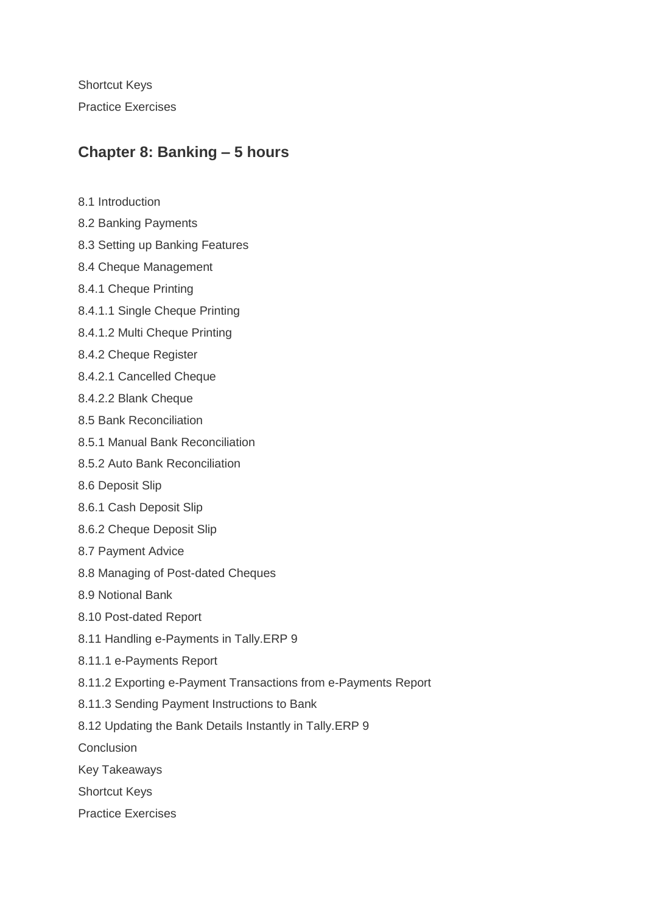Shortcut Keys

Practice Exercises

## Chapter 8: Banking – 5 hours

8.1 Introduction

8.2 Banking Payments

8.3 Setting up Banking Features

8.4 Cheque Management

8.4.1 Cheque Printing

8.4.1.1 Single Cheque Printing

8.4.1.2 Multi Cheque Printing

8.4.2 Cheque Register

8.4.2.1 Cancelled Cheque

8.4.2.2 Blank Cheque

8.5 Bank Reconciliation

8.5.1 Manual Bank Reconciliation

8.5.2 Auto Bank Reconciliation

8.6 Deposit Slip

8.6.1 Cash Deposit Slip

8.6.2 Cheque Deposit Slip

8.7 Payment Advice

8.8 Managing of Post-dated Cheques

8.9 Notional Bank

8.10 Post-dated Report

8.11 Handling e-Payments in Tally.ERP 9

8.11.1 e-Payments Report

8.11.2 Exporting e-Payment Transactions from e-Payments Report

8.11.3 Sending Payment Instructions to Bank

8.12 Updating the Bank Details Instantly in Tally.ERP 9

Conclusion

Key Takeaways

Shortcut Keys

Practice Exercises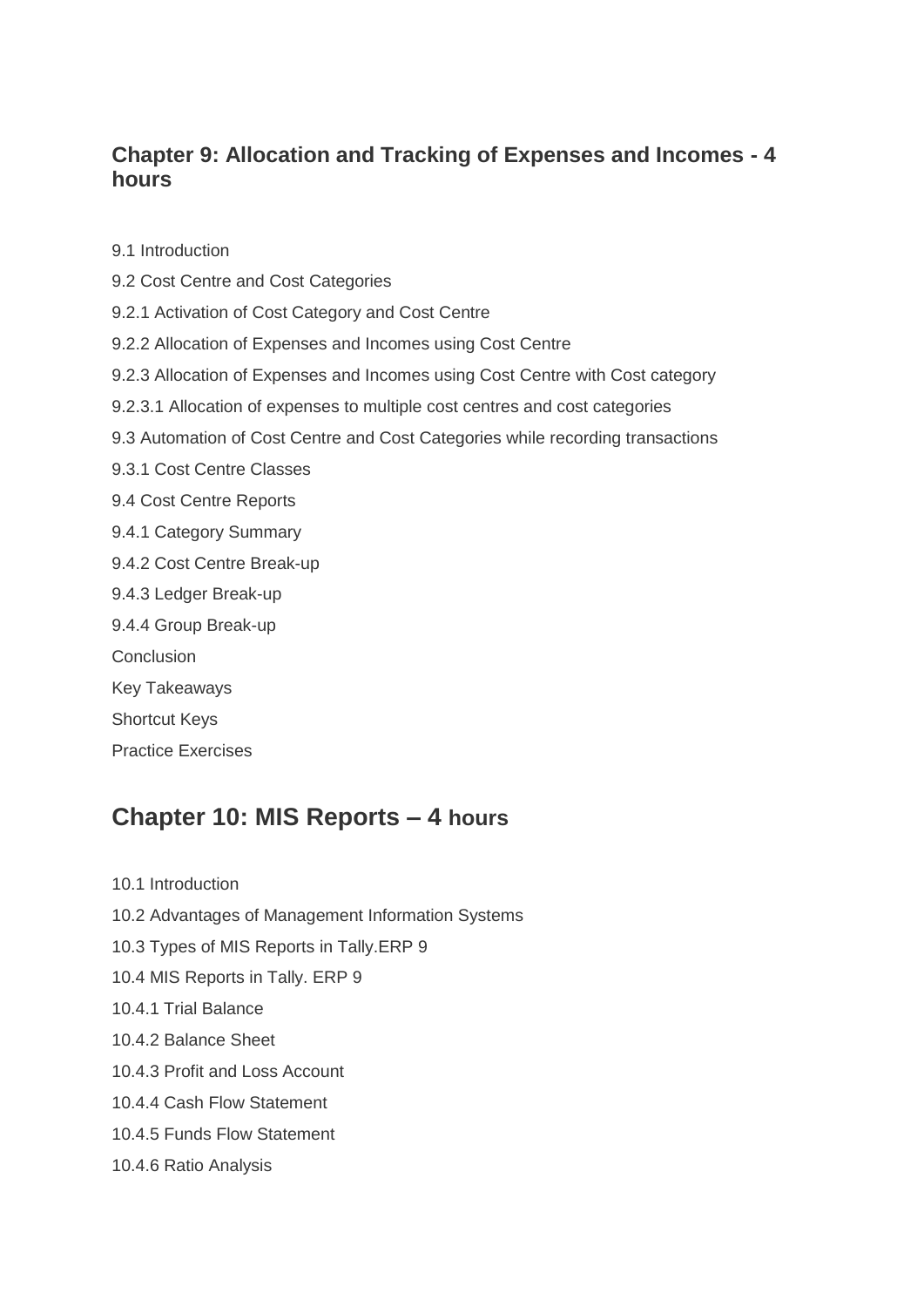## Chapter 9: Allocation and Tracking of Expenses and Incomes - 4 hours

9.1 Introduction

9.2 Cost Centre and Cost Categories

9.2.1 Activation of Cost Category and Cost Centre

9.2.2 Allocation of Expenses and Incomes using Cost Centre

9.2.3 Allocation of Expenses and Incomes using Cost Centre with Cost category

9.2.3.1 Allocation of expenses to multiple cost centres and cost categories

9.3 Automation of Cost Centre and Cost Categories while recording transactions

9.3.1 Cost Centre Classes

9.4 Cost Centre Reports

9.4.1 Category Summary

9.4.2 Cost Centre Break-up

9.4.3 Ledger Break-up

9.4.4 Group Break-up

Conclusion

Key Takeaways

Shortcut Keys

Practice Exercises

## Chapter 10: MIS Reports – 4 hours

10.1 Introduction

10.2 Advantages of Management Information Systems

10.3 Types of MIS Reports in Tally.ERP 9

10.4 MIS Reports in Tally. ERP 9

10.4.1 Trial Balance

10.4.2 Balance Sheet

10.4.3 Profit and Loss Account

10.4.4 Cash Flow Statement

10.4.5 Funds Flow Statement

10.4.6 Ratio Analysis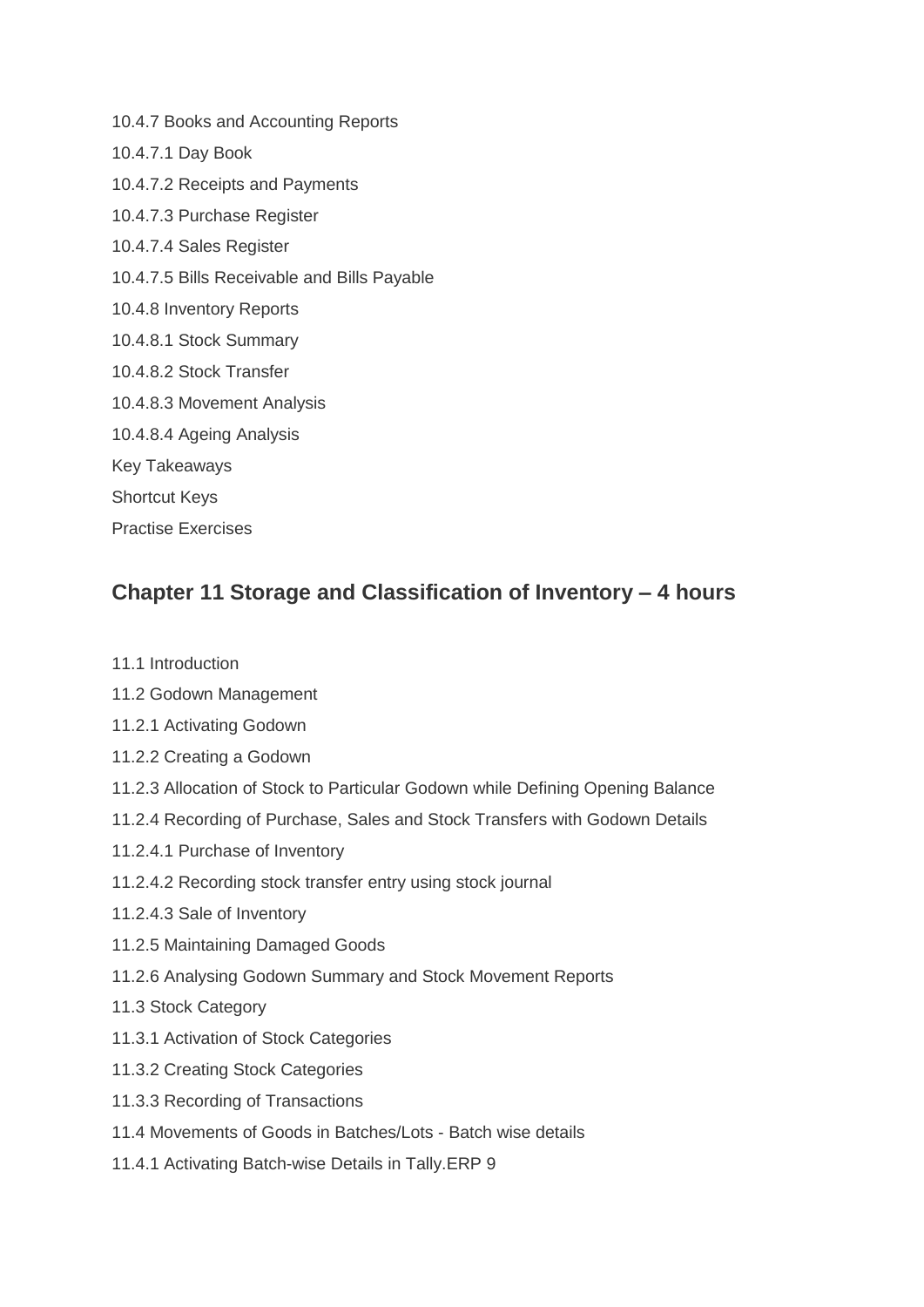10.4.7 Books and Accounting Reports

10.4.7.1 Day Book

10.4.7.2 Receipts and Payments

10.4.7.3 Purchase Register

10.4.7.4 Sales Register

10.4.7.5 Bills Receivable and Bills Payable

10.4.8 Inventory Reports

10.4.8.1 Stock Summary

10.4.8.2 Stock Transfer

10.4.8.3 Movement Analysis

10.4.8.4 Ageing Analysis

Key Takeaways

Shortcut Keys

Practise Exercises

## Chapter 11 Storage and Classification of Inventory – 4 hours

11.1 Introduction

11.2 Godown Management

11.2.1 Activating Godown

11.2.2 Creating a Godown

11.2.3 Allocation of Stock to Particular Godown while Defining Opening Balance

11.2.4 Recording of Purchase, Sales and Stock Transfers with Godown Details

11.2.4.1 Purchase of Inventory

11.2.4.2 Recording stock transfer entry using stock journal

11.2.4.3 Sale of Inventory

11.2.5 Maintaining Damaged Goods

11.2.6 Analysing Godown Summary and Stock Movement Reports

11.3 Stock Category

11.3.1 Activation of Stock Categories

11.3.2 Creating Stock Categories

11.3.3 Recording of Transactions

11.4 Movements of Goods in Batches/Lots - Batch wise details

11.4.1 Activating Batch-wise Details in Tally.ERP 9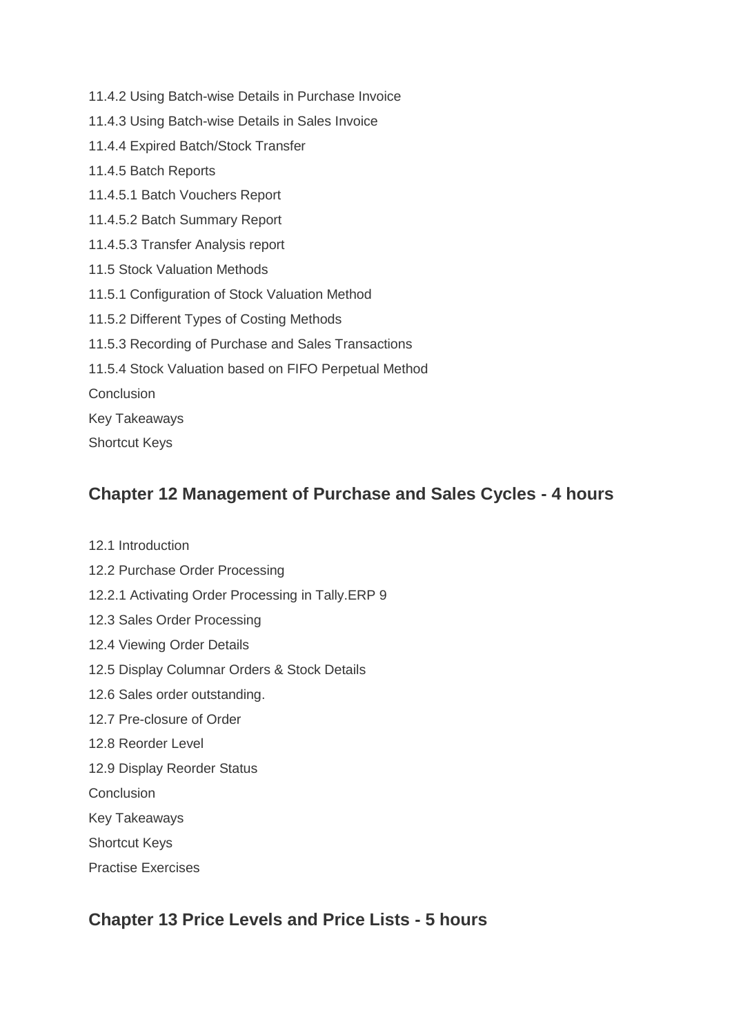11.4.2 Using Batch-wise Details in Purchase Invoice

11.4.3 Using Batch-wise Details in Sales Invoice

11.4.4 Expired Batch/Stock Transfer

11.4.5 Batch Reports

11.4.5.1 Batch Vouchers Report

11.4.5.2 Batch Summary Report

11.4.5.3 Transfer Analysis report

11.5 Stock Valuation Methods

11.5.1 Configuration of Stock Valuation Method

11.5.2 Different Types of Costing Methods

11.5.3 Recording of Purchase and Sales Transactions

11.5.4 Stock Valuation based on FIFO Perpetual Method

Conclusion

Key Takeaways

Shortcut Keys

## Chapter 12 Management of Purchase and Sales Cycles - 4 hours

12.1 Introduction

12.2 Purchase Order Processing

12.2.1 Activating Order Processing in Tally.ERP 9

12.3 Sales Order Processing

12.4 Viewing Order Details

12.5 Display Columnar Orders & Stock Details

12.6 Sales order outstanding.

12.7 Pre-closure of Order

12.8 Reorder Level

12.9 Display Reorder Status

Conclusion

Key Takeaways

Shortcut Keys

Practise Exercises

## Chapter 13 Price Levels and Price Lists - 5 hours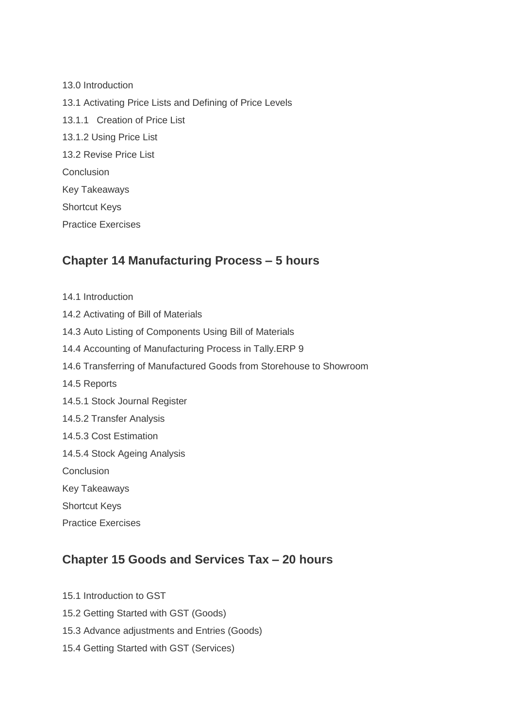13.0 Introduction

13.1 Activating Price Lists and Defining of Price Levels

13.1.1 Creation of Price List

13.1.2 Using Price List

13.2 Revise Price List

Conclusion

Key Takeaways

Shortcut Keys

Practice Exercises

## Chapter 14 Manufacturing Process – 5 hours

14.1 Introduction

14.2 Activating of Bill of Materials

14.3 Auto Listing of Components Using Bill of Materials

14.4 Accounting of Manufacturing Process in Tally.ERP 9

14.6 Transferring of Manufactured Goods from Storehouse to Showroom

14.5 Reports

14.5.1 Stock Journal Register

14.5.2 Transfer Analysis

14.5.3 Cost Estimation

14.5.4 Stock Ageing Analysis

Conclusion

Key Takeaways

Shortcut Keys

Practice Exercises

## Chapter 15 Goods and Services Tax – 20 hours

15.1 Introduction to GST

15.2 Getting Started with GST (Goods)

15.3 Advance adjustments and Entries (Goods)

15.4 Getting Started with GST (Services)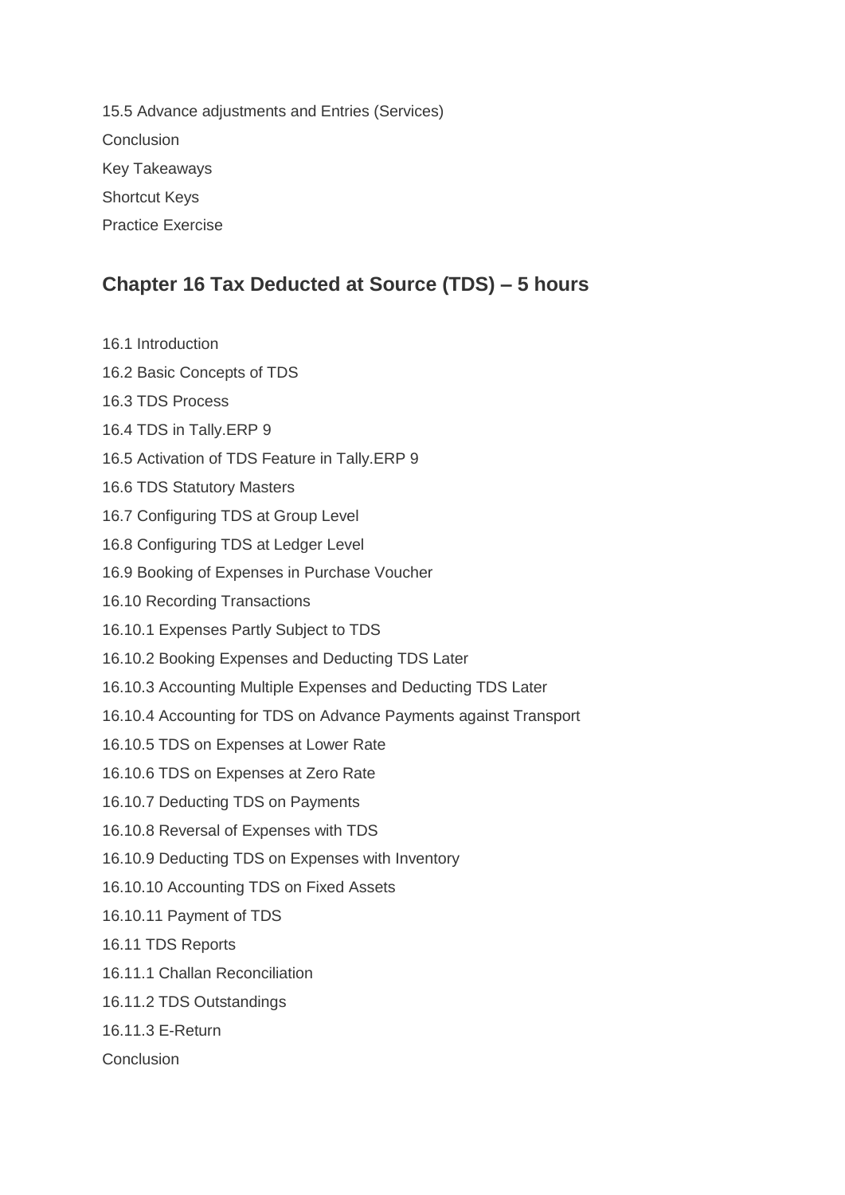15.5 Advance adjustments and Entries (Services)

Conclusion

Key Takeaways

Shortcut Keys

Practice Exercise

## Chapter 16 Tax Deducted at Source (TDS) – 5 hours

16.1 Introduction

16.2 Basic Concepts of TDS

16.3 TDS Process

16.4 TDS in Tally.ERP 9

16.5 Activation of TDS Feature in Tally.ERP 9

16.6 TDS Statutory Masters

16.7 Configuring TDS at Group Level

16.8 Configuring TDS at Ledger Level

16.9 Booking of Expenses in Purchase Voucher

16.10 Recording Transactions

16.10.1 Expenses Partly Subject to TDS

16.10.2 Booking Expenses and Deducting TDS Later

16.10.3 Accounting Multiple Expenses and Deducting TDS Later

16.10.4 Accounting for TDS on Advance Payments against Transport

16.10.5 TDS on Expenses at Lower Rate

16.10.6 TDS on Expenses at Zero Rate

16.10.7 Deducting TDS on Payments

16.10.8 Reversal of Expenses with TDS

16.10.9 Deducting TDS on Expenses with Inventory

16.10.10 Accounting TDS on Fixed Assets

16.10.11 Payment of TDS

16.11 TDS Reports

16.11.1 Challan Reconciliation

16.11.2 TDS Outstandings

16.11.3 E-Return

Conclusion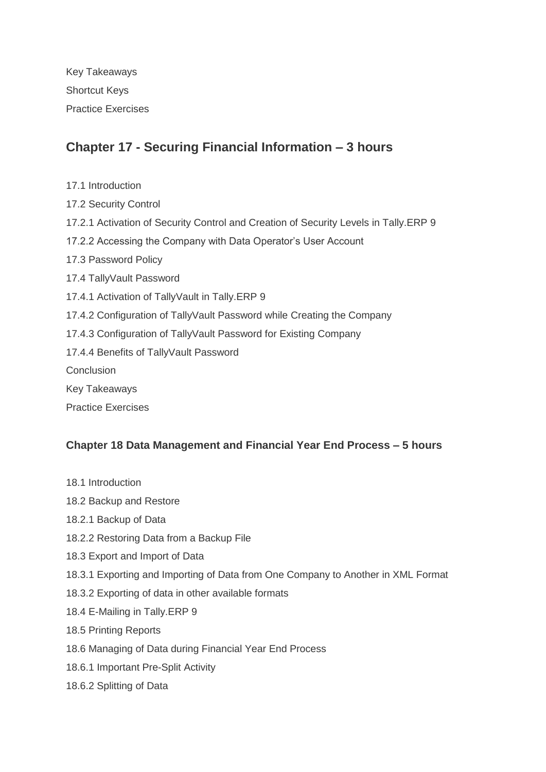Key Takeaways

Shortcut Keys

Practice Exercises

## Chapter 17 - Securing Financial Information – 3 hours

17.1 Introduction

17.2 Security Control

17.2.1 Activation of Security Control and Creation of Security Levels in Tally.ERP 9

17.2.2 Accessing the Company with Data Operator's User Account

17.3 Password Policy

17.4 TallyVault Password

17.4.1 Activation of TallyVault in Tally.ERP 9

17.4.2 Configuration of TallyVault Password while Creating the Company

17.4.3 Configuration of TallyVault Password for Existing Company

17.4.4 Benefits of TallyVault Password

Conclusion

Key Takeaways

Practice Exercises

### Chapter 18 Data Management and Financial Year End Process – 5 hours

18.1 Introduction

18.2 Backup and Restore

18.2.1 Backup of Data

18.2.2 Restoring Data from a Backup File

18.3 Export and Import of Data

18.3.1 Exporting and Importing of Data from One Company to Another in XML Format

18.3.2 Exporting of data in other available formats

18.4 E-Mailing in Tally.ERP 9

18.5 Printing Reports

18.6 Managing of Data during Financial Year End Process

18.6.1 Important Pre-Split Activity

18.6.2 Splitting of Data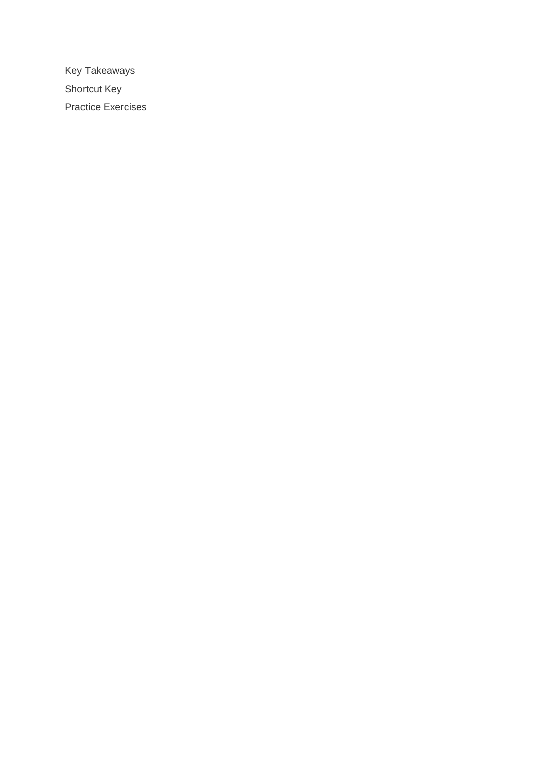Key Takeaways

Shortcut Key

Practice Exercises